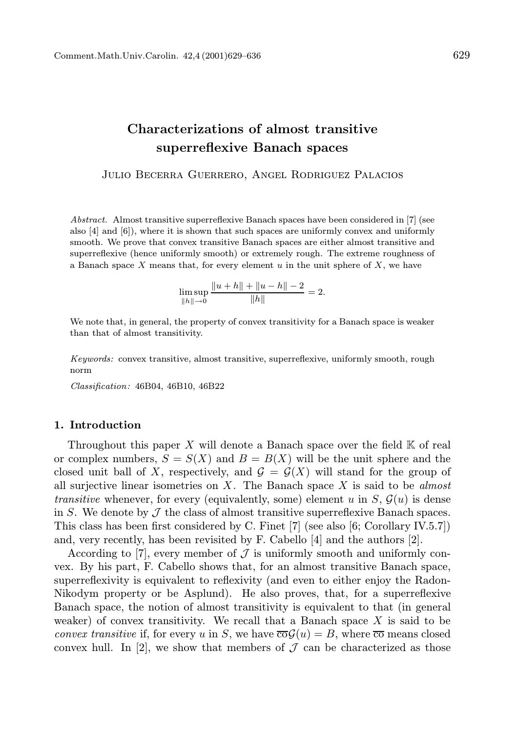# Characterizations of almost transitive superreflexive Banach spaces

Julio Becerra Guerrero, Angel Rodriguez Palacios

*Abstract.* Almost transitive superreflexive Banach spaces have been considered in [7] (see also [4] and [6]), where it is shown that such spaces are uniformly convex and uniformly smooth. We prove that convex transitive Banach spaces are either almost transitive and superreflexive (hence uniformly smooth) or extremely rough. The extreme roughness of a Banach space $X$ means that, for every element $u$ in the unit sphere of $X$, we have

$$\limsup_{\|h\|\to 0} \frac{\|u+h\| + \|u-h\| - 2}{\|h\|} = 2.$$

We note that, in general, the property of convex transitivity for a Banach space is weaker than that of almost transitivity.

*Keywords:* convex transitive, almost transitive, superreflexive, uniformly smooth, rough norm

*Classification:* 46B04, 46B10, 46B22

## 1. Introduction

Throughout this paper $X$ will denote a Banach space over the field $\mathbb{K}$ of real or complex numbers, $S = S(X)$ and $B = B(X)$ will be the unit sphere and the closed unit ball of $X$, respectively, and $\mathcal{G} = \mathcal{G}(X)$ will stand for the group of all surjective linear isometries on $X$. The Banach space $X$ is said to be *almost transitive* whenever, for every (equivalently, some) element $u$ in $S$, $\mathcal{G}(u)$ is dense in $S$. We denote by $\mathcal{J}$ the class of almost transitive superreflexive Banach spaces. This class has been first considered by C. Finet [7] (see also [6; Corollary IV.5.7]) and, very recently, has been revisited by F. Cabello [4] and the authors [2].

According to [7], every member of $\mathcal{J}$ is uniformly smooth and uniformly convex. By his part, F. Cabello shows that, for an almost transitive Banach space, superreflexivity is equivalent to reflexivity (and even to either enjoy the Radon-Nikodym property or be Asplund). He also proves, that, for a superreflexive Banach space, the notion of almost transitivity is equivalent to that (in general weaker) of convex transitivity. We recall that a Banach space $X$ is said to be *convex transitive* if, for every $u$ in $S$, we have $\overline{\text{co}}\mathcal{G}(u) = B$, where $\overline{\text{co}}$ means closed convex hull. In [2], we show that members of $\mathcal{J}$ can be characterized as those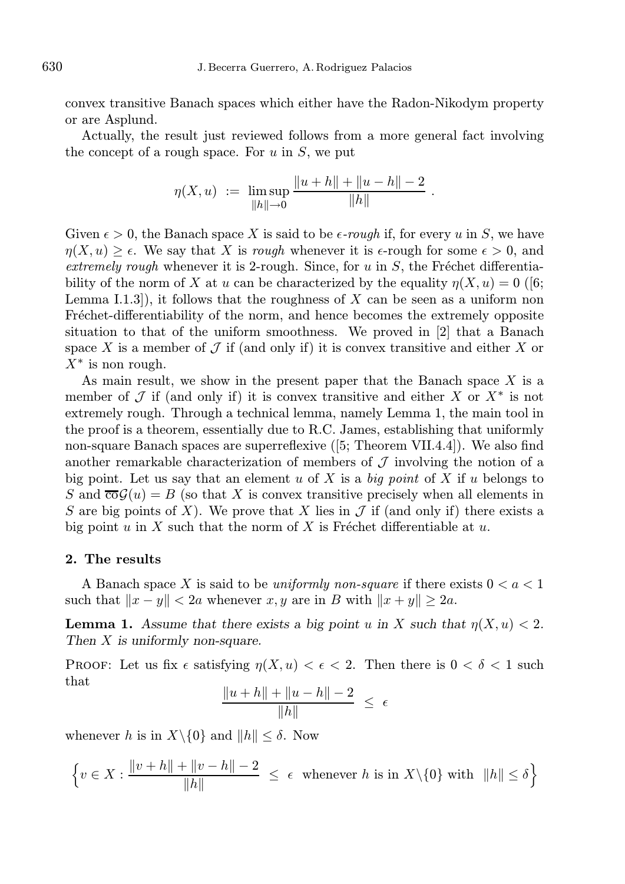convex transitive Banach spaces which either have the Radon-Nikodym property or are Asplund.

Actually, the result just reviewed follows from a more general fact involving the concept of a rough space. For $u$ in $S$, we put

$$\eta(X,u) := \limsup_{\|h\|\to 0} \frac{\|u+h\| + \|u-h\| - 2}{\|h\|} .$$

Given $\epsilon > 0$, the Banach space $X$ is said to be *$\epsilon$-rough* if, for every $u$ in $S$, we have $\eta(X,u) \geq \epsilon$. We say that $X$ is *rough* whenever it is $\epsilon$-rough for some $\epsilon > 0$, and *extremely rough* whenever it is 2-rough. Since, for $u$ in $S$, the Fréchet differentiability of the norm of $X$ at $u$ can be characterized by the equality $\eta(X,u) = 0$ ([6; Lemma I.1.3]), it follows that the roughness of $X$ can be seen as a uniform non Fréchet-differentiability of the norm, and hence becomes the extremely opposite situation to that of the uniform smoothness. We proved in [2] that a Banach space $X$ is a member of $\mathcal{J}$ if (and only if) it is convex transitive and either $X$ or $X^*$ is non rough.

As main result, we show in the present paper that the Banach space $X$ is a member of $\mathcal{J}$ if (and only if) it is convex transitive and either $X$ or $X^*$ is not extremely rough. Through a technical lemma, namely Lemma 1, the main tool in the proof is a theorem, essentially due to R.C. James, establishing that uniformly non-square Banach spaces are superreflexive ([5; Theorem VII.4.4]). We also find another remarkable characterization of members of $\mathcal{J}$ involving the notion of a big point. Let us say that an element $u$ of $X$ is a *big point* of $X$ if $u$ belongs to $S$ and $\overline{\text{co}}\mathcal{G}(u) = B$ (so that $X$ is convex transitive precisely when all elements in $S$ are big points of $X$). We prove that $X$ lies in $\mathcal{J}$ if (and only if) there exists a big point $u$ in $X$ such that the norm of $X$ is Fréchet differentiable at $u$.

## 2. The results

A Banach space $X$ is said to be *uniformly non-square* if there exists $0 < a < 1$ such that $\|x - y\| < 2a$ whenever $x, y$ are in $B$ with $\|x + y\| \geq 2a$.

**Lemma 1.** *Assume that there exists a big point $u$ in $X$ such that $\eta(X,u) < 2$. Then $X$ is uniformly non-square.*

Proof: Let us fix $\epsilon$ satisfying $\eta(X,u) < \epsilon < 2$. Then there is $0 < \delta < 1$ such that

$$\frac{\|u+h\| + \|u-h\| - 2}{\|h\|} \leq \epsilon$$

whenever $h$ is in $X \backslash \{0\}$ and $\|h\| \leq \delta$. Now

$$\Big\{ v \in X : \frac{\|v+h\| + \|v-h\| - 2}{\|h\|} \leq \epsilon \;\text{ whenever } h \text{ is in } X\backslash\{0\} \text{ with } \|h\| \leq \delta \Big\}$$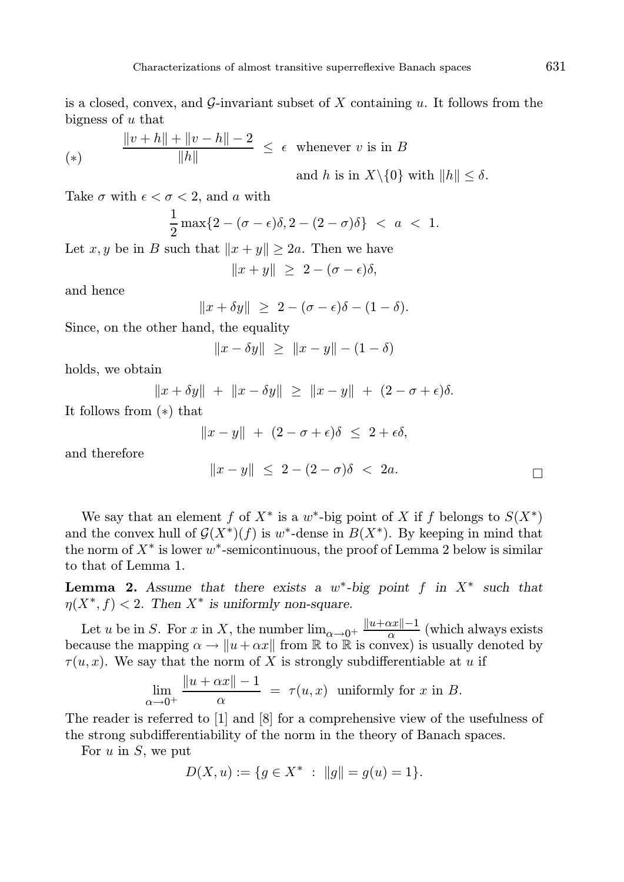is a closed, convex, and $\mathcal{G}$-invariant subset of $X$ containing $u$. It follows from the bigness of $u$ that

$$(*) \qquad \frac{\|v+h\| + \|v-h\| - 2}{\|h\|} \ \leq \ \epsilon \ \text{ whenever } v \text{ is in } B \text{ and } h \text{ is in } X\backslash\{0\} \text{ with } \|h\| \leq \delta.$$

Take $\sigma$ with $\epsilon < \sigma < 2$, and $a$ with

$$\frac{1}{2}\max\{2-(\sigma-\epsilon)\delta, 2-(2-\sigma)\delta\} \ < \ a \ < \ 1.$$

Let $x, y$ be in $B$ such that $\|x+y\| \geq 2a$. Then we have

$$\|x+y\| \ \geq \ 2-(\sigma-\epsilon)\delta,$$

and hence

$$\|x+\delta y\| \ \geq \ 2-(\sigma-\epsilon)\delta-(1-\delta).$$

Since, on the other hand, the equality

$$\|x-\delta y\| \ \geq \ \|x-y\|-(1-\delta)$$

holds, we obtain

$$\|x+\delta y\| \ + \ \|x-\delta y\| \ \geq \ \|x-y\| \ + \ (2-\sigma+\epsilon)\delta.$$

It follows from $(*)$ that

$$\|x-y\| \ + \ (2-\sigma+\epsilon)\delta \ \leq \ 2+\epsilon\delta,$$

and therefore

$$\|x-y\| \ \leq \ 2-(2-\sigma)\delta \ < \ 2a. \qquad \square$$

We say that an element $f$ of $X^*$ is a $w^*$-big point of $X$ if $f$ belongs to $S(X^*)$ and the convex hull of $\mathcal{G}(X^*)(f)$ is $w^*$-dense in $B(X^*)$. By keeping in mind that the norm of $X^*$ is lower $w^*$-semicontinuous, the proof of Lemma 2 below is similar to that of Lemma 1.

**Lemma 2.** *Assume that there exists a $w^*$-big point $f$ in $X^*$ such that $\eta(X^*, f) < 2$. Then $X^*$ is uniformly non-square.*

Let $u$ be in $S$. For $x$ in $X$, the number $\lim_{\alpha\to 0^+}\frac{\|u+\alpha x\|-1}{\alpha}$ (which always exists because the mapping $\alpha \to \|u+\alpha x\|$ from $\mathbb{R}$ to $\mathbb{R}$ is convex) is usually denoted by $\tau(u, x)$. We say that the norm of $X$ is strongly subdifferentiable at $u$ if

$$\lim_{\alpha\to 0^+}\frac{\|u+\alpha x\|-1}{\alpha} \ = \ \tau(u,x) \ \text{ uniformly for } x \text{ in } B.$$

The reader is referred to [1] and [8] for a comprehensive view of the usefulness of the strong subdifferentiability of the norm in the theory of Banach spaces.

For $u$ in $S$, we put

$$D(X,u) := \{g \in X^* \ : \ \|g\| = g(u) = 1\}.$$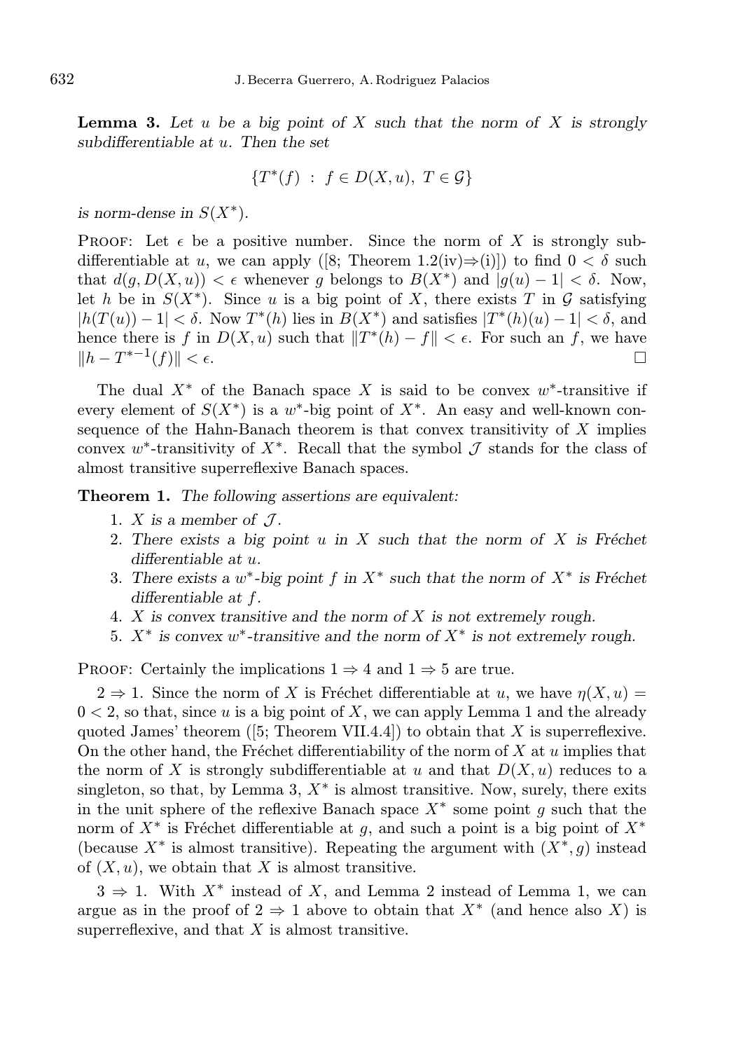**Lemma 3.** *Let $u$ be a big point of $X$ such that the norm of $X$ is strongly subdifferentiable at $u$. Then the set*

$$\{T^*(f) \ : \ f \in D(X,u), \ T \in \mathcal{G}\}$$

*is norm-dense in $S(X^*)$.*

Proof: Let $\epsilon$ be a positive number. Since the norm of $X$ is strongly subdifferentiable at $u$, we can apply ([8; Theorem 1.2(iv)$\Rightarrow$(i)]) to find $0 < \delta$ such that $d(g, D(X,u)) < \epsilon$ whenever $g$ belongs to $B(X^*)$ and $|g(u) - 1| < \delta$. Now, let $h$ be in $S(X^*)$. Since $u$ is a big point of $X$, there exists $T$ in $\mathcal{G}$ satisfying $|h(T(u)) - 1| < \delta$. Now $T^*(h)$ lies in $B(X^*)$ and satisfies $|T^*(h)(u) - 1| < \delta$, and hence there is $f$ in $D(X,u)$ such that $\|T^*(h) - f\| < \epsilon$. For such an $f$, we have $\|h - T^{*-1}(f)\| < \epsilon$. $\square$

The dual $X^*$ of the Banach space $X$ is said to be convex $w^*$-transitive if every element of $S(X^*)$ is a $w^*$-big point of $X^*$. An easy and well-known consequence of the Hahn-Banach theorem is that convex transitivity of $X$ implies convex $w^*$-transitivity of $X^*$. Recall that the symbol $\mathcal{J}$ stands for the class of almost transitive superreflexive Banach spaces.

**Theorem 1.** *The following assertions are equivalent:*

1. *$X$ is a member of $\mathcal{J}$.*
2. *There exists a big point $u$ in $X$ such that the norm of $X$ is Fréchet differentiable at $u$.*
3. *There exists a $w^*$-big point $f$ in $X^*$ such that the norm of $X^*$ is Fréchet differentiable at $f$.*
4. *$X$ is convex transitive and the norm of $X$ is not extremely rough.*
5. *$X^*$ is convex $w^*$-transitive and the norm of $X^*$ is not extremely rough.*

Proof: Certainly the implications $1 \Rightarrow 4$ and $1 \Rightarrow 5$ are true.

$2 \Rightarrow 1$. Since the norm of $X$ is Fréchet differentiable at $u$, we have $\eta(X,u) = 0 < 2$, so that, since $u$ is a big point of $X$, we can apply Lemma 1 and the already quoted James' theorem ([5; Theorem VII.4.4]) to obtain that $X$ is superreflexive. On the other hand, the Fréchet differentiability of the norm of $X$ at $u$ implies that the norm of $X$ is strongly subdifferentiable at $u$ and that $D(X,u)$ reduces to a singleton, so that, by Lemma 3, $X^*$ is almost transitive. Now, surely, there exits in the unit sphere of the reflexive Banach space $X^*$ some point $g$ such that the norm of $X^*$ is Fréchet differentiable at $g$, and such a point is a big point of $X^*$ (because $X^*$ is almost transitive). Repeating the argument with $(X^*, g)$ instead of $(X,u)$, we obtain that $X$ is almost transitive.

$3 \Rightarrow 1$. With $X^*$ instead of $X$, and Lemma 2 instead of Lemma 1, we can argue as in the proof of $2 \Rightarrow 1$ above to obtain that $X^*$ (and hence also $X$) is superreflexive, and that $X$ is almost transitive.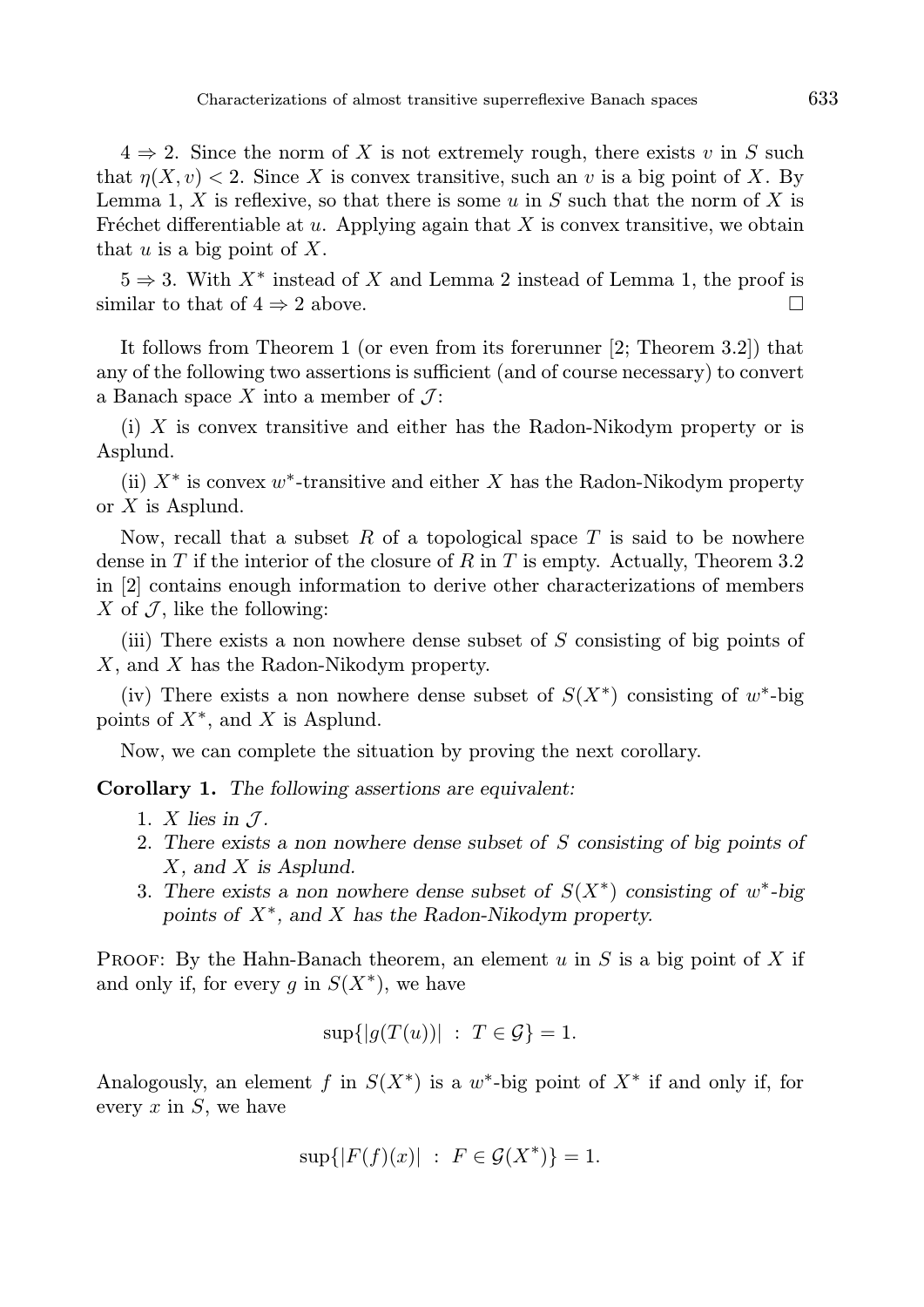$4 \Rightarrow 2$. Since the norm of $X$ is not extremely rough, there exists $v$ in $S$ such that $\eta(X, v) < 2$. Since $X$ is convex transitive, such an $v$ is a big point of $X$. By Lemma 1, $X$ is reflexive, so that there is some $u$ in $S$ such that the norm of $X$ is Fréchet differentiable at $u$. Applying again that $X$ is convex transitive, we obtain that $u$ is a big point of $X$.

$5 \Rightarrow 3$. With $X^*$ instead of $X$ and Lemma 2 instead of Lemma 1, the proof is similar to that of $4 \Rightarrow 2$ above. □

It follows from Theorem 1 (or even from its forerunner [2; Theorem 3.2]) that any of the following two assertions is sufficient (and of course necessary) to convert a Banach space $X$ into a member of $\mathcal{J}$:

(i) $X$ is convex transitive and either has the Radon-Nikodym property or is Asplund.

(ii) $X^*$ is convex $w^*$-transitive and either $X$ has the Radon-Nikodym property or $X$ is Asplund.

Now, recall that a subset $R$ of a topological space $T$ is said to be nowhere dense in $T$ if the interior of the closure of $R$ in $T$ is empty. Actually, Theorem 3.2 in [2] contains enough information to derive other characterizations of members $X$ of $\mathcal{J}$, like the following:

(iii) There exists a non nowhere dense subset of $S$ consisting of big points of $X$, and $X$ has the Radon-Nikodym property.

(iv) There exists a non nowhere dense subset of $S(X^*)$ consisting of $w^*$-big points of $X^*$, and $X$ is Asplund.

Now, we can complete the situation by proving the next corollary.

**Corollary 1.** *The following assertions are equivalent:*

1. *$X$ lies in $\mathcal{J}$.*
2. *There exists a non nowhere dense subset of $S$ consisting of big points of $X$, and $X$ is Asplund.*
3. *There exists a non nowhere dense subset of $S(X^*)$ consisting of $w^*$-big points of $X^*$, and $X$ has the Radon-Nikodym property.*

Proof: By the Hahn-Banach theorem, an element $u$ in $S$ is a big point of $X$ if and only if, for every $g$ in $S(X^*)$, we have

$$\sup\{|g(T(u))| \ : \ T \in \mathcal{G}\} = 1.$$

Analogously, an element $f$ in $S(X^*)$ is a $w^*$-big point of $X^*$ if and only if, for every $x$ in $S$, we have

$$\sup\{|F(f)(x)| \ : \ F \in \mathcal{G}(X^*)\} = 1.$$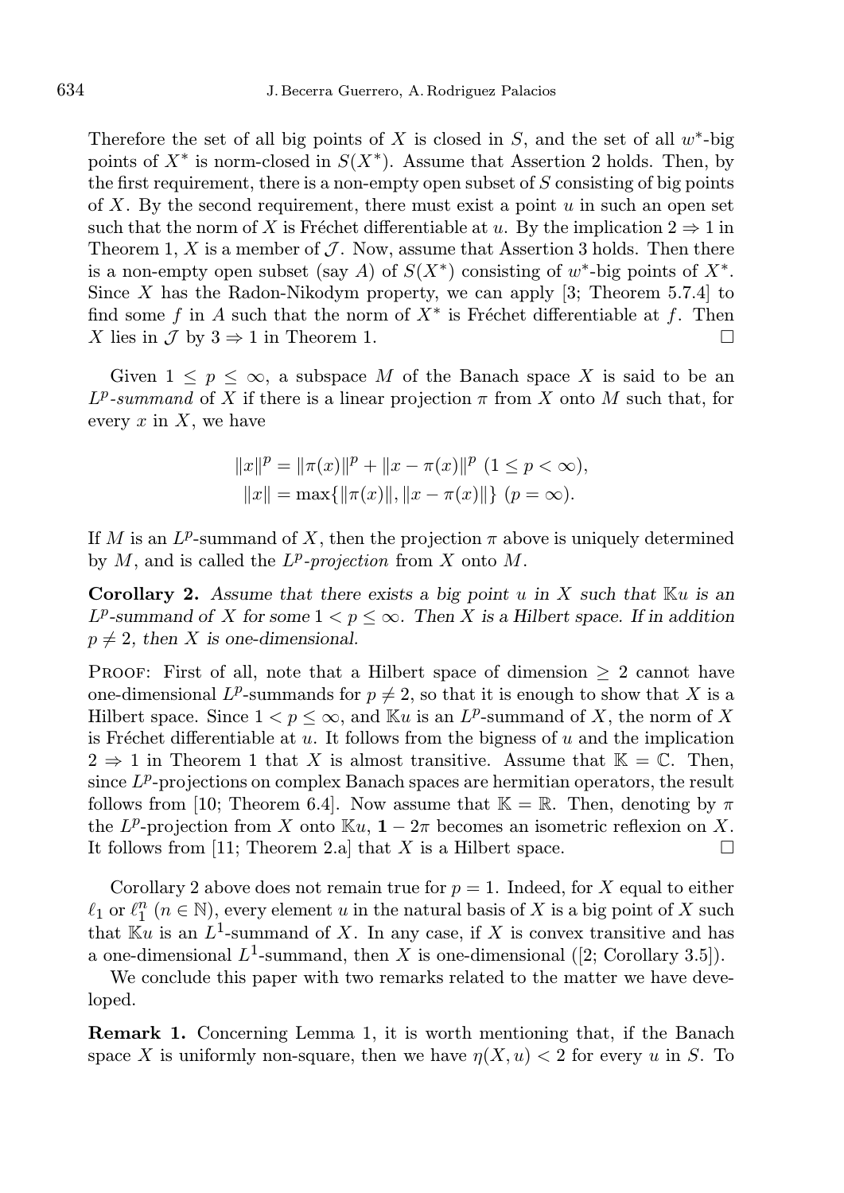Therefore the set of all big points of $X$ is closed in $S$, and the set of all $w^*$-big points of $X^*$ is norm-closed in $S(X^*)$. Assume that Assertion 2 holds. Then, by the first requirement, there is a non-empty open subset of $S$ consisting of big points of $X$. By the second requirement, there must exist a point $u$ in such an open set such that the norm of $X$ is Fréchet differentiable at $u$. By the implication $2 \Rightarrow 1$ in Theorem 1, $X$ is a member of $\mathcal{J}$. Now, assume that Assertion 3 holds. Then there is a non-empty open subset (say $A$) of $S(X^*)$ consisting of $w^*$-big points of $X^*$. Since $X$ has the Radon-Nikodym property, we can apply [3; Theorem 5.7.4] to find some $f$ in $A$ such that the norm of $X^*$ is Fréchet differentiable at $f$. Then $X$ lies in $\mathcal{J}$ by $3 \Rightarrow 1$ in Theorem 1. □

Given $1 \leq p \leq \infty$, a subspace $M$ of the Banach space $X$ is said to be an *$L^p$-summand* of $X$ if there is a linear projection $\pi$ from $X$ onto $M$ such that, for every $x$ in $X$, we have

$$\|x\|^p = \|\pi(x)\|^p + \|x - \pi(x)\|^p \ (1 \leq p < \infty),$$
$$\|x\| = \max\{\|\pi(x)\|, \|x - \pi(x)\|\} \ (p = \infty).$$

If $M$ is an $L^p$-summand of $X$, then the projection $\pi$ above is uniquely determined by $M$, and is called the *$L^p$-projection* from $X$ onto $M$.

**Corollary 2.** *Assume that there exists a big point $u$ in $X$ such that $\mathbb{K}u$ is an $L^p$-summand of $X$ for some $1 < p \leq \infty$. Then $X$ is a Hilbert space. If in addition $p \neq 2$, then $X$ is one-dimensional.*

Proof: First of all, note that a Hilbert space of dimension $\geq 2$ cannot have one-dimensional $L^p$-summands for $p \neq 2$, so that it is enough to show that $X$ is a Hilbert space. Since $1 < p \leq \infty$, and $\mathbb{K}u$ is an $L^p$-summand of $X$, the norm of $X$ is Fréchet differentiable at $u$. It follows from the bigness of $u$ and the implication $2 \Rightarrow 1$ in Theorem 1 that $X$ is almost transitive. Assume that $\mathbb{K} = \mathbb{C}$. Then, since $L^p$-projections on complex Banach spaces are hermitian operators, the result follows from [10; Theorem 6.4]. Now assume that $\mathbb{K} = \mathbb{R}$. Then, denoting by $\pi$ the $L^p$-projection from $X$ onto $\mathbb{K}u$, $\mathbf{1} - 2\pi$ becomes an isometric reflexion on $X$. It follows from [11; Theorem 2.a] that $X$ is a Hilbert space. □

Corollary 2 above does not remain true for $p = 1$. Indeed, for $X$ equal to either $\ell_1$ or $\ell_1^n$ ($n \in \mathbb{N}$), every element $u$ in the natural basis of $X$ is a big point of $X$ such that $\mathbb{K}u$ is an $L^1$-summand of $X$. In any case, if $X$ is convex transitive and has a one-dimensional $L^1$-summand, then $X$ is one-dimensional ([2; Corollary 3.5]).

We conclude this paper with two remarks related to the matter we have developed.

**Remark 1.** Concerning Lemma 1, it is worth mentioning that, if the Banach space $X$ is uniformly non-square, then we have $\eta(X, u) < 2$ for every $u$ in $S$. To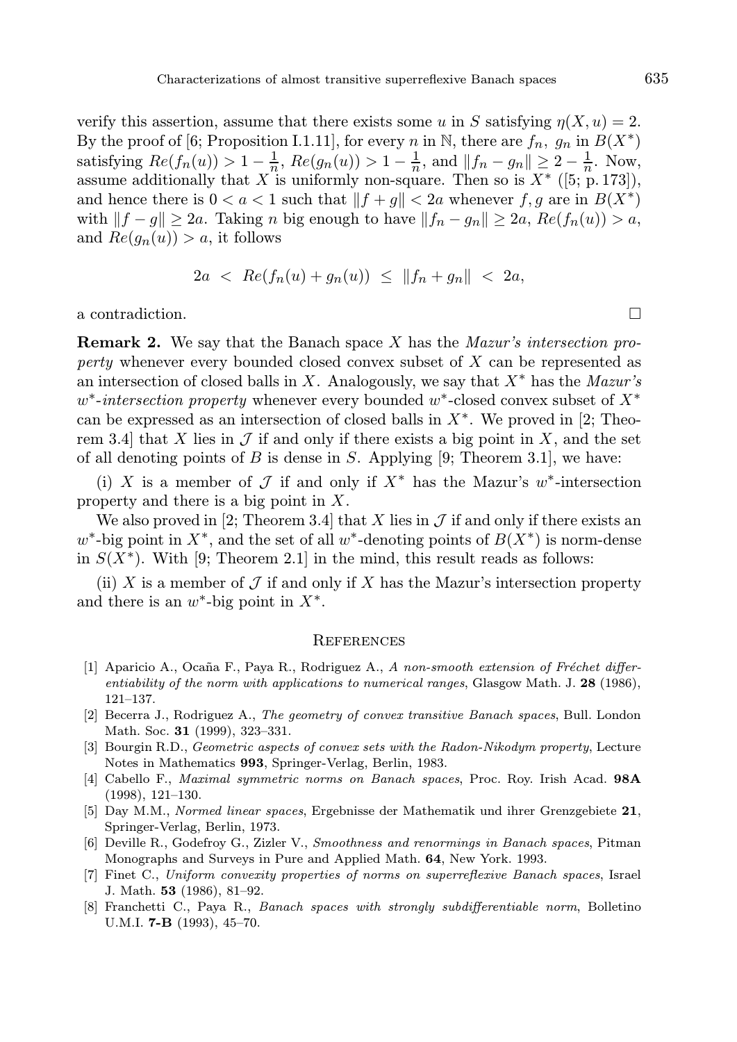verify this assertion, assume that there exists some $u$ in $S$ satisfying $\eta(X, u) = 2$. By the proof of [6; Proposition I.1.11], for every $n$ in $\mathbb{N}$, there are $f_n$, $g_n$ in $B(X^*)$ satisfying $Re(f_n(u)) > 1 - \frac{1}{n}$, $Re(g_n(u)) > 1 - \frac{1}{n}$, and $\|f_n - g_n\| \geq 2 - \frac{1}{n}$. Now, assume additionally that $X$ is uniformly non-square. Then so is $X^*$ ([5; p. 173]), and hence there is $0 < a < 1$ such that $\|f + g\| < 2a$ whenever $f, g$ are in $B(X^*)$ with $\|f - g\| \geq 2a$. Taking $n$ big enough to have $\|f_n - g_n\| \geq 2a$, $Re(f_n(u)) > a$, and $Re(g_n(u)) > a$, it follows

$$2a \ < \ Re(f_n(u) + g_n(u)) \ \leq \ \|f_n + g_n\| \ < \ 2a,$$

a contradiction. □

**Remark 2.** We say that the Banach space $X$ has the *Mazur's intersection property* whenever every bounded closed convex subset of $X$ can be represented as an intersection of closed balls in $X$. Analogously, we say that $X^*$ has the *Mazur's $w^*$-intersection property* whenever every bounded $w^*$-closed convex subset of $X^*$ can be expressed as an intersection of closed balls in $X^*$. We proved in [2; Theorem 3.4] that $X$ lies in $\mathcal{J}$ if and only if there exists a big point in $X$, and the set of all denoting points of $B$ is dense in $S$. Applying [9; Theorem 3.1], we have:

(i) $X$ is a member of $\mathcal{J}$ if and only if $X^*$ has the Mazur's $w^*$-intersection property and there is a big point in $X$.

We also proved in [2; Theorem 3.4] that $X$ lies in $\mathcal{J}$ if and only if there exists an $w^*$-big point in $X^*$, and the set of all $w^*$-denoting points of $B(X^*)$ is norm-dense in $S(X^*)$. With [9; Theorem 2.1] in the mind, this result reads as follows:

(ii) $X$ is a member of $\mathcal{J}$ if and only if $X$ has the Mazur's intersection property and there is an $w^*$-big point in $X^*$.

## References

[1] Aparicio A., Ocaña F., Paya R., Rodriguez A., *A non-smooth extension of Fréchet differentiability of the norm with applications to numerical ranges*, Glasgow Math. J. **28** (1986), 121–137.

[2] Becerra J., Rodriguez A., *The geometry of convex transitive Banach spaces*, Bull. London Math. Soc. **31** (1999), 323–331.

[3] Bourgin R.D., *Geometric aspects of convex sets with the Radon-Nikodym property*, Lecture Notes in Mathematics **993**, Springer-Verlag, Berlin, 1983.

[4] Cabello F., *Maximal symmetric norms on Banach spaces*, Proc. Roy. Irish Acad. **98A** (1998), 121–130.

[5] Day M.M., *Normed linear spaces*, Ergebnisse der Mathematik und ihrer Grenzgebiete **21**, Springer-Verlag, Berlin, 1973.

[6] Deville R., Godefroy G., Zizler V., *Smoothness and renormings in Banach spaces*, Pitman Monographs and Surveys in Pure and Applied Math. **64**, New York. 1993.

[7] Finet C., *Uniform convexity properties of norms on superreflexive Banach spaces*, Israel J. Math. **53** (1986), 81–92.

[8] Franchetti C., Paya R., *Banach spaces with strongly subdifferentiable norm*, Bolletino U.M.I. **7-B** (1993), 45–70.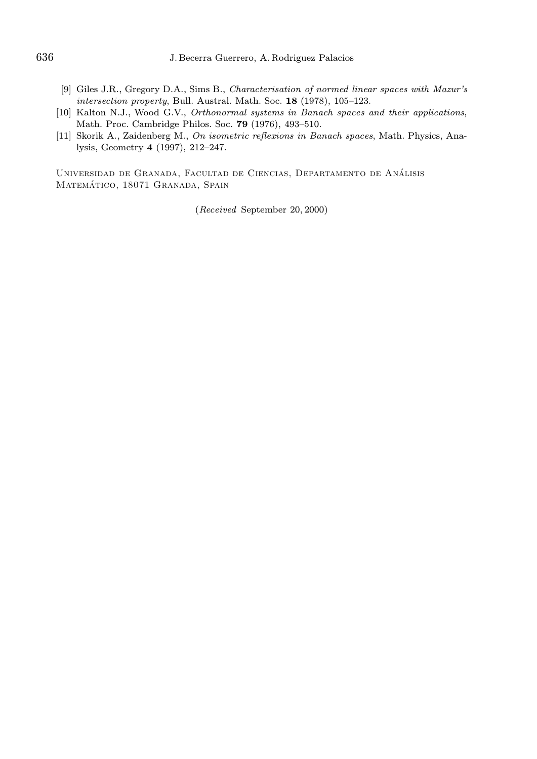[9] Giles J.R., Gregory D.A., Sims B., *Characterisation of normed linear spaces with Mazur's intersection property*, Bull. Austral. Math. Soc. **18** (1978), 105–123.

[10] Kalton N.J., Wood G.V., *Orthonormal systems in Banach spaces and their applications*, Math. Proc. Cambridge Philos. Soc. **79** (1976), 493–510.

[11] Skorik A., Zaidenberg M., *On isometric reflexions in Banach spaces*, Math. Physics, Analysis, Geometry **4** (1997), 212–247.

Universidad de Granada, Facultad de Ciencias, Departamento de Análisis Matemático, 18071 Granada, Spain

(*Received* September 20, 2000)